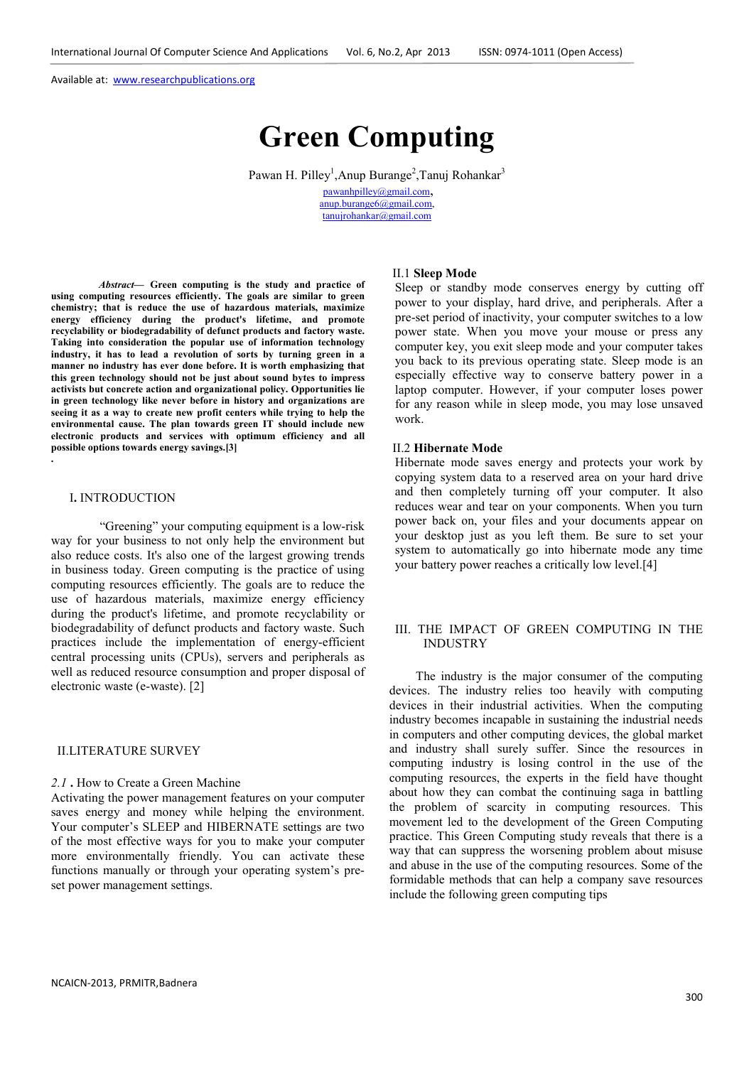Available at: www.researchpublications.org

# Green Computing

Pawan H. Pilley[1],Anup Burange[2],Tanuj Rohankar[3]

pawanhpilley@gmail.com,
anup.burange6@gmail.com,
tanujrohankar@gmail.com

***Abstract*— Green computing is the study and practice of using computing resources efficiently. The goals are similar to green chemistry; that is reduce the use of hazardous materials, maximize energy efficiency during the product's lifetime, and promote recyclability or biodegradability of defunct products and factory waste. Taking into consideration the popular use of information technology industry, it has to lead a revolution of sorts by turning green in a manner no industry has ever done before. It is worth emphasizing that this green technology should not be just about sound bytes to impress activists but concrete action and organizational policy. Opportunities lie in green technology like never before in history and organizations are seeing it as a way to create new profit centers while trying to help the environmental cause. The plan towards green IT should include new electronic products and services with optimum efficiency and all possible options towards energy savings.[3]**

.

## I. INTRODUCTION

"Greening" your computing equipment is a low-risk way for your business to not only help the environment but also reduce costs. It's also one of the largest growing trends in business today. Green computing is the practice of using computing resources efficiently. The goals are to reduce the use of hazardous materials, maximize energy efficiency during the product's lifetime, and promote recyclability or biodegradability of defunct products and factory waste. Such practices include the implementation of energy-efficient central processing units (CPUs), servers and peripherals as well as reduced resource consumption and proper disposal of electronic waste (e-waste). [2]

## II.LITERATURE SURVEY

### *2.1* . How to Create a Green Machine

Activating the power management features on your computer saves energy and money while helping the environment. Your computer's SLEEP and HIBERNATE settings are two of the most effective ways for you to make your computer more environmentally friendly. You can activate these functions manually or through your operating system's pre-set power management settings.

### II.1 **Sleep Mode**

Sleep or standby mode conserves energy by cutting off power to your display, hard drive, and peripherals. After a pre-set period of inactivity, your computer switches to a low power state. When you move your mouse or press any computer key, you exit sleep mode and your computer takes you back to its previous operating state. Sleep mode is an especially effective way to conserve battery power in a laptop computer. However, if your computer loses power for any reason while in sleep mode, you may lose unsaved work.

### II.2 **Hibernate Mode**

Hibernate mode saves energy and protects your work by copying system data to a reserved area on your hard drive and then completely turning off your computer. It also reduces wear and tear on your components. When you turn power back on, your files and your documents appear on your desktop just as you left them. Be sure to set your system to automatically go into hibernate mode any time your battery power reaches a critically low level.[4]

## III. THE IMPACT OF GREEN COMPUTING IN THE INDUSTRY

The industry is the major consumer of the computing devices. The industry relies too heavily with computing devices in their industrial activities. When the computing industry becomes incapable in sustaining the industrial needs in computers and other computing devices, the global market and industry shall surely suffer. Since the resources in computing industry is losing control in the use of the computing resources, the experts in the field have thought about how they can combat the continuing saga in battling the problem of scarcity in computing resources. This movement led to the development of the Green Computing practice. This Green Computing study reveals that there is a way that can suppress the worsening problem about misuse and abuse in the use of the computing resources. Some of the formidable methods that can help a company save resources include the following green computing tips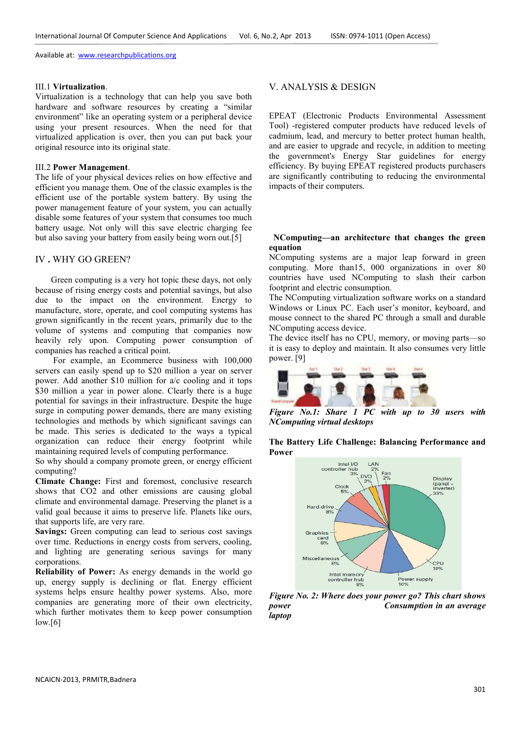III.1 **Virtualization**.

Virtualization is a technology that can help you save both hardware and software resources by creating a "similar environment" like an operating system or a peripheral device using your present resources. When the need for that virtualized application is over, then you can put back your original resource into its original state.

III.2 **Power Management**.

The life of your physical devices relies on how effective and efficient you manage them. One of the classic examples is the efficient use of the portable system battery. By using the power management feature of your system, you can actually disable some features of your system that consumes too much battery usage. Not only will this save electric charging fee but also saving your battery from easily being worn out.[5]

## IV . WHY GO GREEN?

Green computing is a very hot topic these days, not only because of rising energy costs and potential savings, but also due to the impact on the environment. Energy to manufacture, store, operate, and cool computing systems has grown significantly in the recent years, primarily due to the volume of systems and computing that companies now heavily rely upon. Computing power consumption of companies has reached a critical point.

For example, an Ecommerce business with 100,000 servers can easily spend up to $20 million a year on server power. Add another $10 million for a/c cooling and it tops $30 million a year in power alone. Clearly there is a huge potential for savings in their infrastructure. Despite the huge surge in computing power demands, there are many existing technologies and methods by which significant savings can be made. This series is dedicated to the ways a typical organization can reduce their energy footprint while maintaining required levels of computing performance.

So why should a company promote green, or energy efficient computing?

**Climate Change:** First and foremost, conclusive research shows that CO2 and other emissions are causing global climate and environmental damage. Preserving the planet is a valid goal because it aims to preserve life. Planets like ours, that supports life, are very rare.

**Savings:** Green computing can lead to serious cost savings over time. Reductions in energy costs from servers, cooling, and lighting are generating serious savings for many corporations.

**Reliability of Power:** As energy demands in the world go up, energy supply is declining or flat. Energy efficient systems helps ensure healthy power systems. Also, more companies are generating more of their own electricity, which further motivates them to keep power consumption low.[6]

## V. ANALYSIS & DESIGN

EPEAT (Electronic Products Environmental Assessment Tool) -registered computer products have reduced levels of cadmium, lead, and mercury to better protect human health, and are easier to upgrade and recycle, in addition to meeting the government's Energy Star guidelines for energy efficiency. By buying EPEAT registered products purchasers are significantly contributing to reducing the environmental impacts of their computers.

**NComputing—an architecture that changes the green equation**

NComputing systems are a major leap forward in green computing. More than15, 000 organizations in over 80 countries have used NComputing to slash their carbon footprint and electric consumption.

The NComputing virtualization software works on a standard Windows or Linux PC. Each user's monitor, keyboard, and mouse connect to the shared PC through a small and durable NComputing access device.

The device itself has no CPU, memory, or moving parts—so it is easy to deploy and maintain. It also consumes very little power. [9]

*Figure No.1: Share 1 PC with up to 30 users with NComputing virtual desktops*

**The Battery Life Challenge: Balancing Performance and Power**

*Figure No. 2: Where does your power go? This chart shows power Consumption in an average laptop*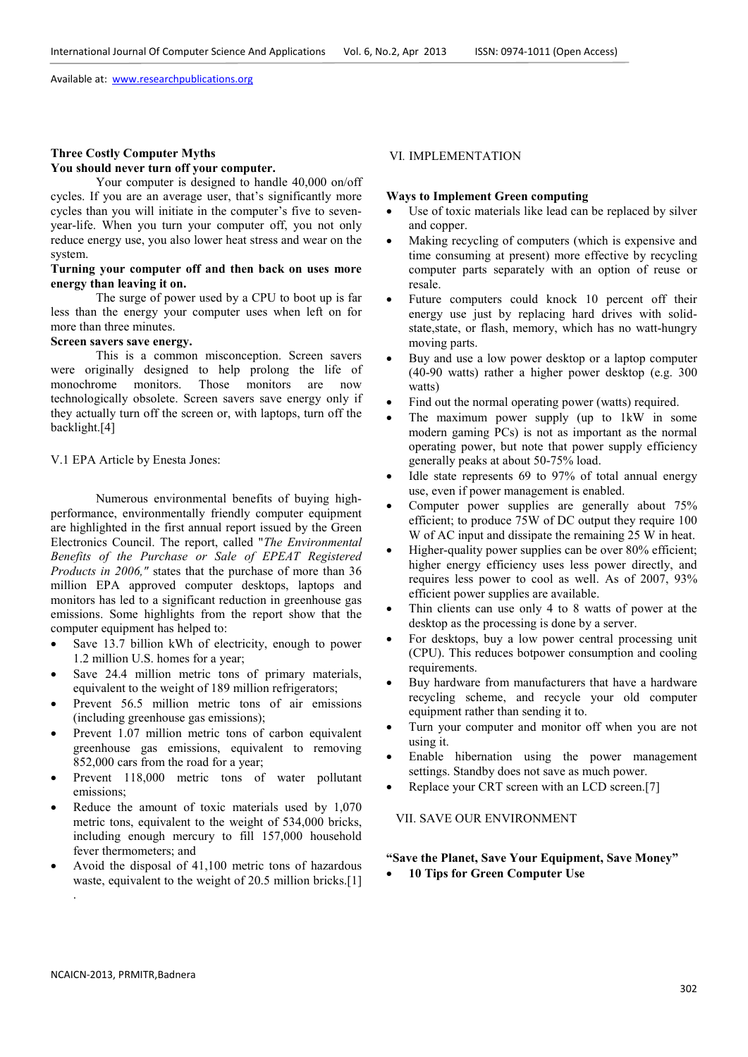**Three Costly Computer Myths**

**You should never turn off your computer.**

Your computer is designed to handle 40,000 on/off cycles. If you are an average user, that's significantly more cycles than you will initiate in the computer's five to seven-year-life. When you turn your computer off, you not only reduce energy use, you also lower heat stress and wear on the system.

**Turning your computer off and then back on uses more energy than leaving it on.**

The surge of power used by a CPU to boot up is far less than the energy your computer uses when left on for more than three minutes.

**Screen savers save energy.**

This is a common misconception. Screen savers were originally designed to help prolong the life of monochrome monitors. Those monitors are now technologically obsolete. Screen savers save energy only if they actually turn off the screen or, with laptops, turn off the backlight.[4]

V.1 EPA Article by Enesta Jones:

Numerous environmental benefits of buying high-performance, environmentally friendly computer equipment are highlighted in the first annual report issued by the Green Electronics Council. The report, called "*The Environmental Benefits of the Purchase or Sale of EPEAT Registered Products in 2006,"* states that the purchase of more than 36 million EPA approved computer desktops, laptops and monitors has led to a significant reduction in greenhouse gas emissions. Some highlights from the report show that the computer equipment has helped to:

- Save 13.7 billion kWh of electricity, enough to power 1.2 million U.S. homes for a year;
- Save 24.4 million metric tons of primary materials, equivalent to the weight of 189 million refrigerators;
- Prevent 56.5 million metric tons of air emissions (including greenhouse gas emissions);
- Prevent 1.07 million metric tons of carbon equivalent greenhouse gas emissions, equivalent to removing 852,000 cars from the road for a year;
- Prevent 118,000 metric tons of water pollutant emissions;
- Reduce the amount of toxic materials used by 1,070 metric tons, equivalent to the weight of 534,000 bricks, including enough mercury to fill 157,000 household fever thermometers; and
- Avoid the disposal of 41,100 metric tons of hazardous waste, equivalent to the weight of 20.5 million bricks.[1]

.

## VI. IMPLEMENTATION

**Ways to Implement Green computing**

- Use of toxic materials like lead can be replaced by silver and copper.
- Making recycling of computers (which is expensive and time consuming at present) more effective by recycling computer parts separately with an option of reuse or resale.
- Future computers could knock 10 percent off their energy use just by replacing hard drives with solid-state,state, or flash, memory, which has no watt-hungry moving parts.
- Buy and use a low power desktop or a laptop computer (40-90 watts) rather a higher power desktop (e.g. 300 watts)
- Find out the normal operating power (watts) required.
- The maximum power supply (up to 1kW in some modern gaming PCs) is not as important as the normal operating power, but note that power supply efficiency generally peaks at about 50-75% load.
- Idle state represents 69 to 97% of total annual energy use, even if power management is enabled.
- Computer power supplies are generally about 75% efficient; to produce 75W of DC output they require 100 W of AC input and dissipate the remaining 25 W in heat.
- Higher-quality power supplies can be over 80% efficient; higher energy efficiency uses less power directly, and requires less power to cool as well. As of 2007, 93% efficient power supplies are available.
- Thin clients can use only 4 to 8 watts of power at the desktop as the processing is done by a server.
- For desktops, buy a low power central processing unit (CPU). This reduces botpower consumption and cooling requirements.
- Buy hardware from manufacturers that have a hardware recycling scheme, and recycle your old computer equipment rather than sending it to.
- Turn your computer and monitor off when you are not using it.
- Enable hibernation using the power management settings. Standby does not save as much power.
- Replace your CRT screen with an LCD screen.[7]

## VII. SAVE OUR ENVIRONMENT

**"Save the Planet, Save Your Equipment, Save Money"**

- **10 Tips for Green Computer Use**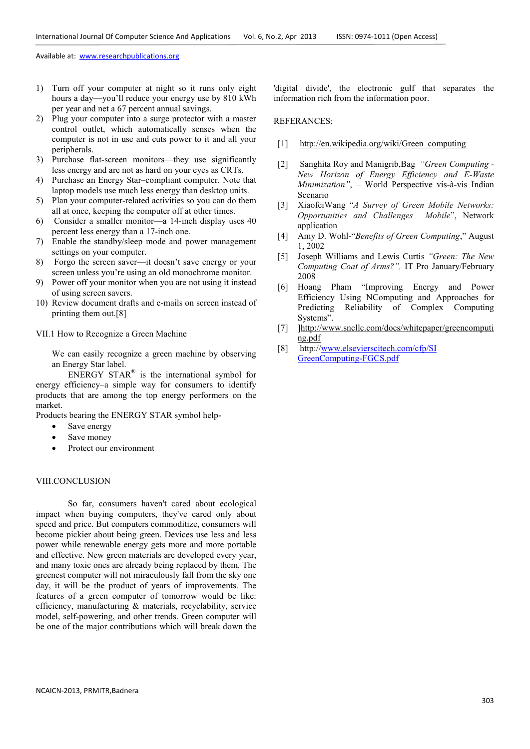1) Turn off your computer at night so it runs only eight hours a day—you'll reduce your energy use by 810 kWh per year and net a 67 percent annual savings.
2) Plug your computer into a surge protector with a master control outlet, which automatically senses when the computer is not in use and cuts power to it and all your peripherals.
3) Purchase flat-screen monitors—they use significantly less energy and are not as hard on your eyes as CRTs.
4) Purchase an Energy Star–compliant computer. Note that laptop models use much less energy than desktop units.
5) Plan your computer-related activities so you can do them all at once, keeping the computer off at other times.
6) Consider a smaller monitor—a 14-inch display uses 40 percent less energy than a 17-inch one.
7) Enable the standby/sleep mode and power management settings on your computer.
8) Forgo the screen saver—it doesn't save energy or your screen unless you're using an old monochrome monitor.
9) Power off your monitor when you are not using it instead of using screen savers.
10) Review document drafts and e-mails on screen instead of printing them out.[8]

### VII.1 How to Recognize a Green Machine

We can easily recognize a green machine by observing an Energy Star label.

ENERGY STAR® is the international symbol for energy efficiency–a simple way for consumers to identify products that are among the top energy performers on the market.

Products bearing the ENERGY STAR symbol help-

- Save energy
- Save money
- Protect our environment

## VIII.CONCLUSION

So far, consumers haven't cared about ecological impact when buying computers, they've cared only about speed and price. But computers commoditize, consumers will become pickier about being green. Devices use less and less power while renewable energy gets more and more portable and effective. New green materials are developed every year, and many toxic ones are already being replaced by them. The greenest computer will not miraculously fall from the sky one day, it will be the product of years of improvements. The features of a green computer of tomorrow would be like: efficiency, manufacturing & materials, recyclability, service model, self-powering, and other trends. Green computer will be one of the major contributions which will break down the 'digital divide', the electronic gulf that separates the information rich from the information poor.

## REFERANCES:

[1] http://en.wikipedia.org/wiki/Green_computing

[2] Sanghita Roy and Manigrib,Bag *"Green Computing - New Horizon of Energy Efficiency and E-Waste Minimization"*, – World Perspective vis-à-vis Indian Scenario

[3] XiaofeiWang "*A Survey of Green Mobile Networks: Opportunities and Challenges Mobile*", Network application

[4] Amy D. Wohl-"*Benefits of Green Computing*," August 1, 2002

[5] Joseph Williams and Lewis Curtis *"Green: The New Computing Coat of Arms?"*, IT Pro January/February 2008

[6] Hoang Pham "Improving Energy and Power Efficiency Using NComputing and Approaches for Predicting Reliability of Complex Computing Systems".

[7] ]http://www.snclc.com/docs/whitepaper/greencomputing.pdf

[8] http://www.elsevierscitech.com/cfp/SI GreenComputing-FGCS.pdf